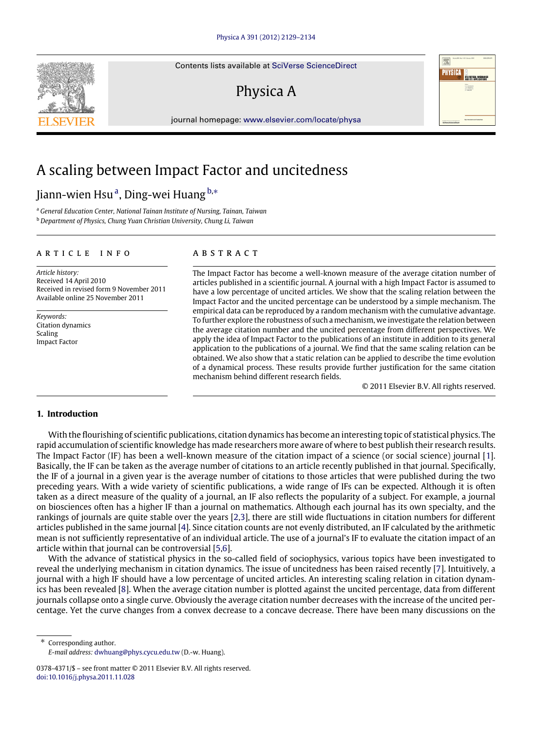# A scaling between Impact Factor and uncitedness

Jiann-wien Hsu [a], Ding-wei Huang [b,*]

[a] *General Education Center, National Tainan Institute of Nursing, Tainan, Taiwan*

[b] *Department of Physics, Chung Yuan Christian University, Chung Li, Taiwan*

## ARTICLE INFO

*Article history:*
Received 14 April 2010
Received in revised form 9 November 2011
Available online 25 November 2011

*Keywords:*
Citation dynamics
Scaling
Impact Factor

## ABSTRACT

The Impact Factor has become a well-known measure of the average citation number of articles published in a scientific journal. A journal with a high Impact Factor is assumed to have a low percentage of uncited articles. We show that the scaling relation between the Impact Factor and the uncited percentage can be understood by a simple mechanism. The empirical data can be reproduced by a random mechanism with the cumulative advantage. To further explore the robustness of such a mechanism, we investigate the relation between the average citation number and the uncited percentage from different perspectives. We apply the idea of Impact Factor to the publications of an institute in addition to its general application to the publications of a journal. We find that the same scaling relation can be obtained. We also show that a static relation can be applied to describe the time evolution of a dynamical process. These results provide further justification for the same citation mechanism behind different research fields.

© 2011 Elsevier B.V. All rights reserved.

## 1. Introduction

With the flourishing of scientific publications, citation dynamics has become an interesting topic of statistical physics. The rapid accumulation of scientific knowledge has made researchers more aware of where to best publish their research results. The Impact Factor (IF) has been a well-known measure of the citation impact of a science (or social science) journal [1]. Basically, the IF can be taken as the average number of citations to an article recently published in that journal. Specifically, the IF of a journal in a given year is the average number of citations to those articles that were published during the two preceding years. With a wide variety of scientific publications, a wide range of IFs can be expected. Although it is often taken as a direct measure of the quality of a journal, an IF also reflects the popularity of a subject. For example, a journal on biosciences often has a higher IF than a journal on mathematics. Although each journal has its own specialty, and the rankings of journals are quite stable over the years [2,3], there are still wide fluctuations in citation numbers for different articles published in the same journal [4]. Since citation counts are not evenly distributed, an IF calculated by the arithmetic mean is not sufficiently representative of an individual article. The use of a journal's IF to evaluate the citation impact of an article within that journal can be controversial [5,6].

With the advance of statistical physics in the so-called field of sociophysics, various topics have been investigated to reveal the underlying mechanism in citation dynamics. The issue of uncitedness has been raised recently [7]. Intuitively, a journal with a high IF should have a low percentage of uncited articles. An interesting scaling relation in citation dynamics has been revealed [8]. When the average citation number is plotted against the uncited percentage, data from different journals collapse onto a single curve. Obviously the average citation number decreases with the increase of the uncited percentage. Yet the curve changes from a convex decrease to a concave decrease. There have been many discussions on the

\* Corresponding author.
*E-mail address:* dwhuang@phys.cycu.edu.tw (D.-w. Huang).

0378-4371/$ – see front matter © 2011 Elsevier B.V. All rights reserved.
doi:10.1016/j.physa.2011.11.028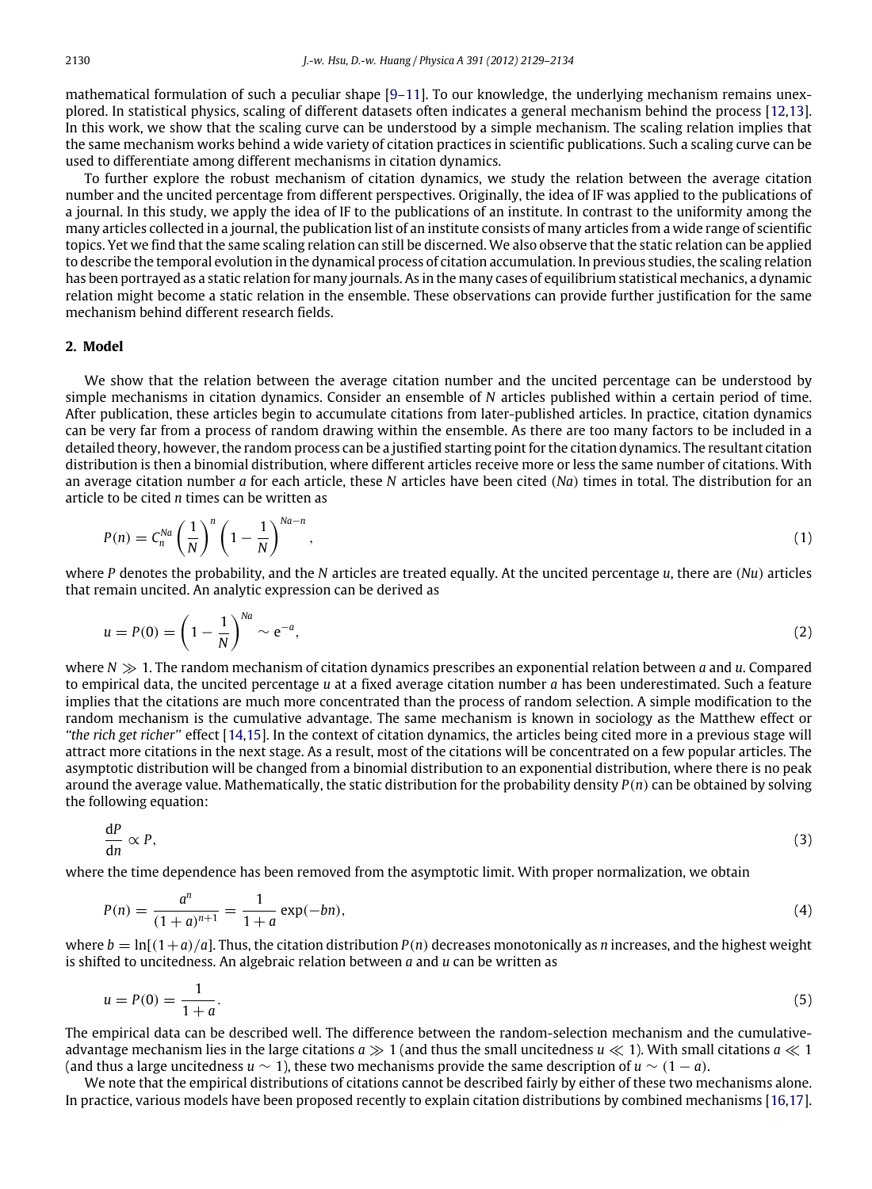mathematical formulation of such a peculiar shape [9–11]. To our knowledge, the underlying mechanism remains unexplored. In statistical physics, scaling of different datasets often indicates a general mechanism behind the process [12,13]. In this work, we show that the scaling curve can be understood by a simple mechanism. The scaling relation implies that the same mechanism works behind a wide variety of citation practices in scientific publications. Such a scaling curve can be used to differentiate among different mechanisms in citation dynamics.

To further explore the robust mechanism of citation dynamics, we study the relation between the average citation number and the uncited percentage from different perspectives. Originally, the idea of IF was applied to the publications of a journal. In this study, we apply the idea of IF to the publications of an institute. In contrast to the uniformity among the many articles collected in a journal, the publication list of an institute consists of many articles from a wide range of scientific topics. Yet we find that the same scaling relation can still be discerned. We also observe that the static relation can be applied to describe the temporal evolution in the dynamical process of citation accumulation. In previous studies, the scaling relation has been portrayed as a static relation for many journals. As in the many cases of equilibrium statistical mechanics, a dynamic relation might become a static relation in the ensemble. These observations can provide further justification for the same mechanism behind different research fields.

## 2. Model

We show that the relation between the average citation number and the uncited percentage can be understood by simple mechanisms in citation dynamics. Consider an ensemble of $N$ articles published within a certain period of time. After publication, these articles begin to accumulate citations from later-published articles. In practice, citation dynamics can be very far from a process of random drawing within the ensemble. As there are too many factors to be included in a detailed theory, however, the random process can be a justified starting point for the citation dynamics. The resultant citation distribution is then a binomial distribution, where different articles receive more or less the same number of citations. With an average citation number $a$ for each article, these $N$ articles have been cited $(Na)$ times in total. The distribution for an article to be cited $n$ times can be written as

$$P(n) = C_n^{Na} \left(\frac{1}{N}\right)^n \left(1 - \frac{1}{N}\right)^{Na-n}, \tag{1}$$

where $P$ denotes the probability, and the $N$ articles are treated equally. At the uncited percentage $u$, there are $(Nu)$ articles that remain uncited. An analytic expression can be derived as

$$u = P(0) = \left(1 - \frac{1}{N}\right)^{Na} \sim e^{-a}, \tag{2}$$

where $N \gg 1$. The random mechanism of citation dynamics prescribes an exponential relation between $a$ and $u$. Compared to empirical data, the uncited percentage $u$ at a fixed average citation number $a$ has been underestimated. Such a feature implies that the citations are much more concentrated than the process of random selection. A simple modification to the random mechanism is the cumulative advantage. The same mechanism is known in sociology as the Matthew effect or *"the rich get richer"* effect [14,15]. In the context of citation dynamics, the articles being cited more in a previous stage will attract more citations in the next stage. As a result, most of the citations will be concentrated on a few popular articles. The asymptotic distribution will be changed from a binomial distribution to an exponential distribution, where there is no peak around the average value. Mathematically, the static distribution for the probability density $P(n)$ can be obtained by solving the following equation:

$$\frac{dP}{dn} \propto P, \tag{3}$$

where the time dependence has been removed from the asymptotic limit. With proper normalization, we obtain

$$P(n) = \frac{a^n}{(1+a)^{n+1}} = \frac{1}{1+a} \exp(-bn), \tag{4}$$

where $b = \ln[(1+a)/a]$. Thus, the citation distribution $P(n)$ decreases monotonically as $n$ increases, and the highest weight is shifted to uncitedness. An algebraic relation between $a$ and $u$ can be written as

$$u = P(0) = \frac{1}{1+a}. \tag{5}$$

The empirical data can be described well. The difference between the random-selection mechanism and the cumulative-advantage mechanism lies in the large citations $a \gg 1$ (and thus the small uncitedness $u \ll 1$). With small citations $a \ll 1$ (and thus a large uncitedness $u \sim 1$), these two mechanisms provide the same description of $u \sim (1 - a)$.

We note that the empirical distributions of citations cannot be described fairly by either of these two mechanisms alone. In practice, various models have been proposed recently to explain citation distributions by combined mechanisms [16,17].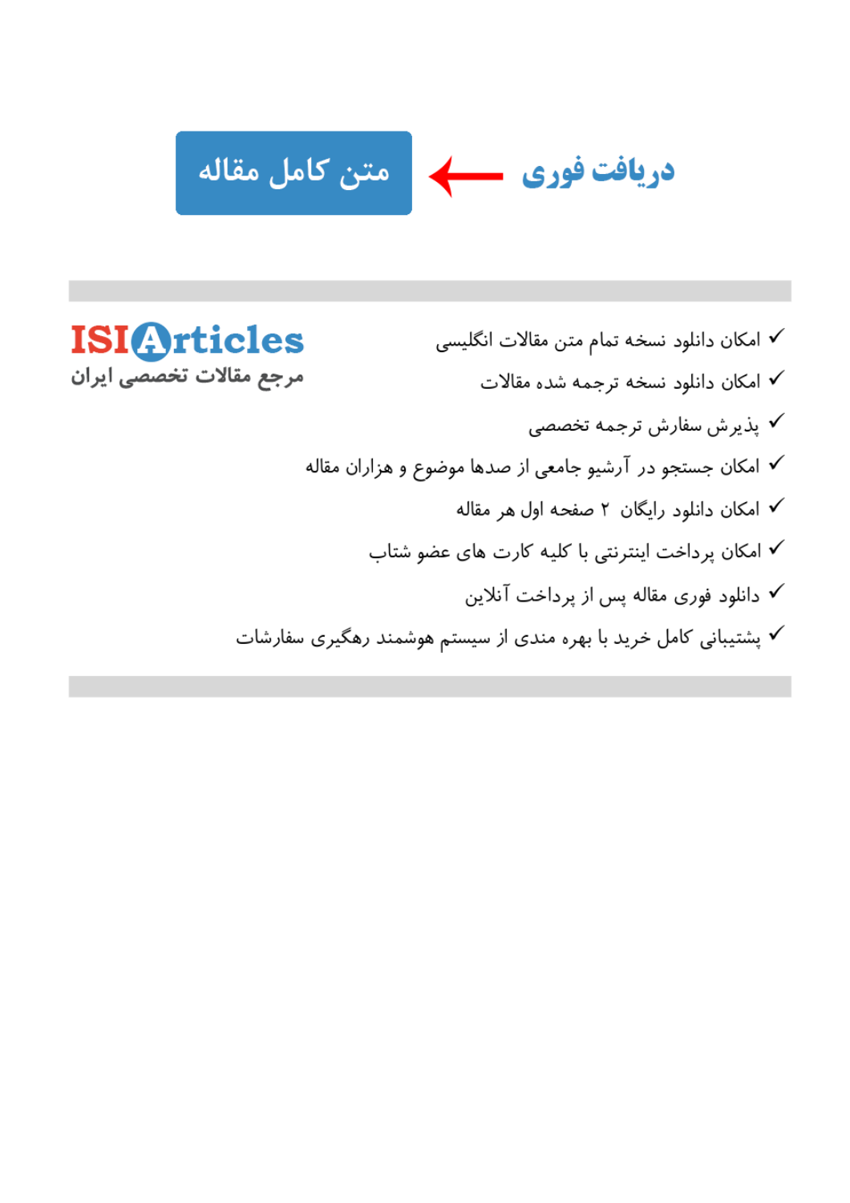**دریافت فوری** ← **متن کامل مقاله**

**ISIArticles**
مرجع مقالات تخصصی ایران

- ✓ امکان دانلود نسخه تمام متن مقالات انگلیسی
- ✓ امکان دانلود نسخه ترجمه شده مقالات
- ✓ پذیرش سفارش ترجمه تخصصی
- ✓ امکان جستجو در آرشیو جامعی از صدها موضوع و هزاران مقاله
- ✓ امکان دانلود رایگان ۲ صفحه اول هر مقاله
- ✓ امکان پرداخت اینترنتی با کلیه کارت های عضو شتاب
- ✓ دانلود فوری مقاله پس از پرداخت آنلاین
- ✓ پشتیبانی کامل خرید با بهره مندی از سیستم هوشمند رهگیری سفارشات